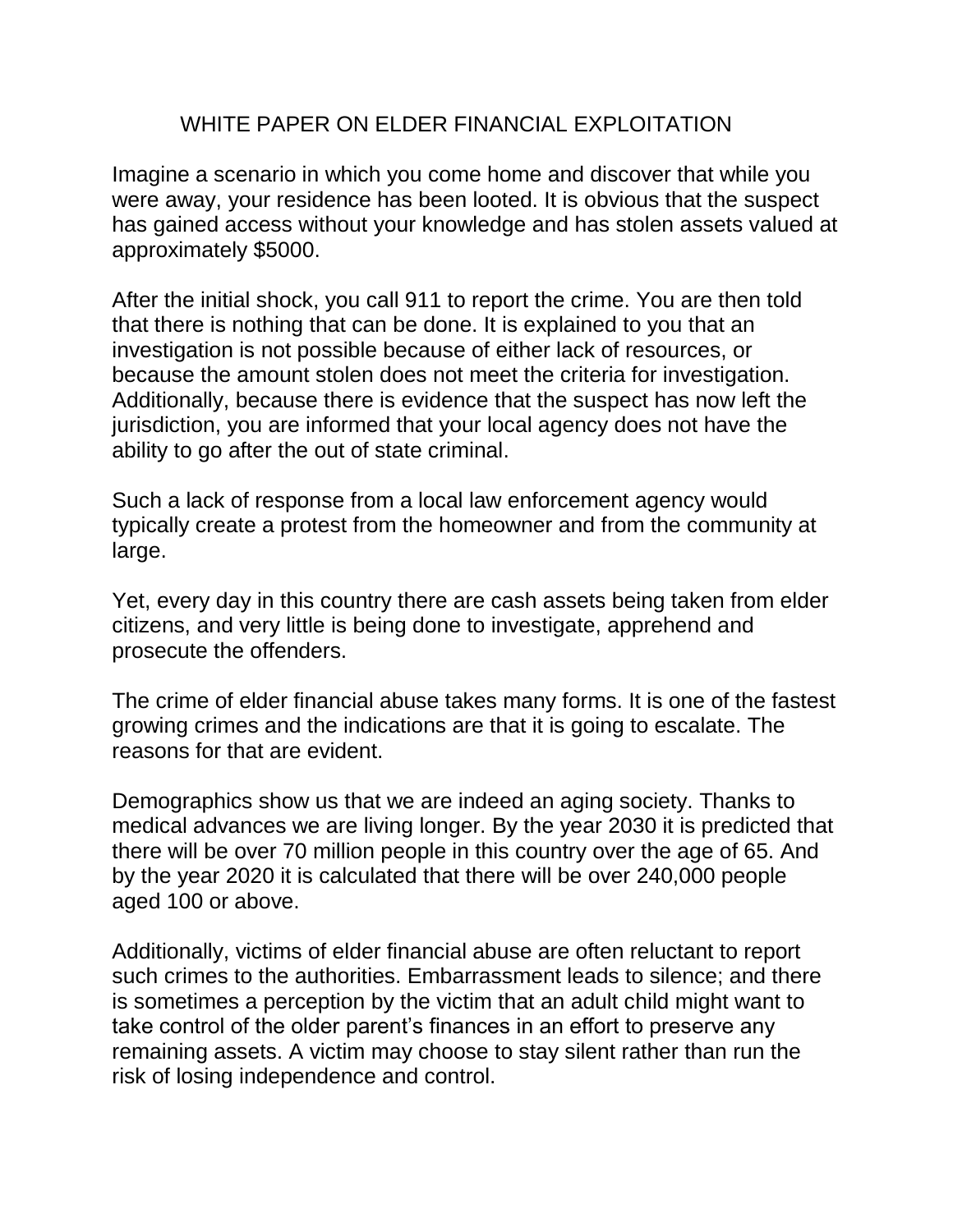# WHITE PAPER ON ELDER FINANCIAL EXPLOITATION

Imagine a scenario in which you come home and discover that while you were away, your residence has been looted. It is obvious that the suspect has gained access without your knowledge and has stolen assets valued at approximately $5000.

After the initial shock, you call 911 to report the crime. You are then told that there is nothing that can be done. It is explained to you that an investigation is not possible because of either lack of resources, or because the amount stolen does not meet the criteria for investigation. Additionally, because there is evidence that the suspect has now left the jurisdiction, you are informed that your local agency does not have the ability to go after the out of state criminal.

Such a lack of response from a local law enforcement agency would typically create a protest from the homeowner and from the community at large.

Yet, every day in this country there are cash assets being taken from elder citizens, and very little is being done to investigate, apprehend and prosecute the offenders.

The crime of elder financial abuse takes many forms. It is one of the fastest growing crimes and the indications are that it is going to escalate. The reasons for that are evident.

Demographics show us that we are indeed an aging society. Thanks to medical advances we are living longer. By the year 2030 it is predicted that there will be over 70 million people in this country over the age of 65. And by the year 2020 it is calculated that there will be over 240,000 people aged 100 or above.

Additionally, victims of elder financial abuse are often reluctant to report such crimes to the authorities. Embarrassment leads to silence; and there is sometimes a perception by the victim that an adult child might want to take control of the older parent's finances in an effort to preserve any remaining assets. A victim may choose to stay silent rather than run the risk of losing independence and control.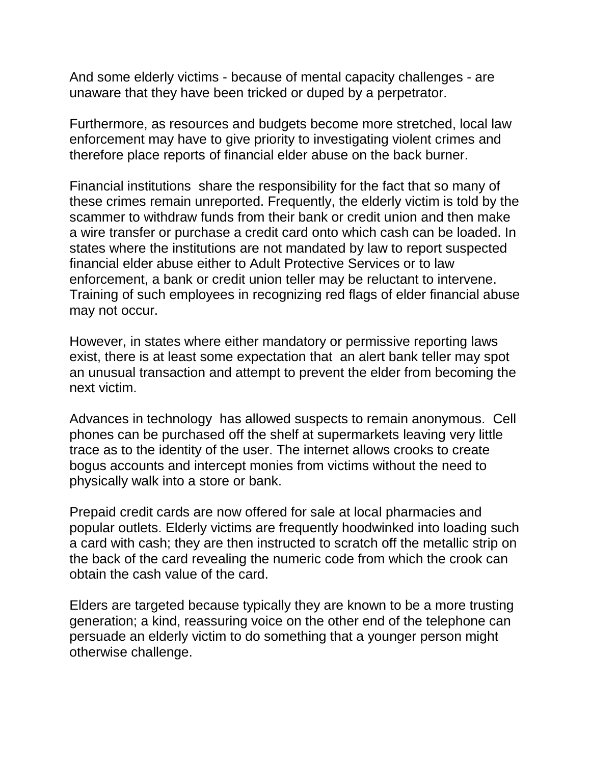And some elderly victims - because of mental capacity challenges - are unaware that they have been tricked or duped by a perpetrator.

Furthermore, as resources and budgets become more stretched, local law enforcement may have to give priority to investigating violent crimes and therefore place reports of financial elder abuse on the back burner.

Financial institutions share the responsibility for the fact that so many of these crimes remain unreported. Frequently, the elderly victim is told by the scammer to withdraw funds from their bank or credit union and then make a wire transfer or purchase a credit card onto which cash can be loaded. In states where the institutions are not mandated by law to report suspected financial elder abuse either to Adult Protective Services or to law enforcement, a bank or credit union teller may be reluctant to intervene. Training of such employees in recognizing red flags of elder financial abuse may not occur.

However, in states where either mandatory or permissive reporting laws exist, there is at least some expectation that an alert bank teller may spot an unusual transaction and attempt to prevent the elder from becoming the next victim.

Advances in technology has allowed suspects to remain anonymous. Cell phones can be purchased off the shelf at supermarkets leaving very little trace as to the identity of the user. The internet allows crooks to create bogus accounts and intercept monies from victims without the need to physically walk into a store or bank.

Prepaid credit cards are now offered for sale at local pharmacies and popular outlets. Elderly victims are frequently hoodwinked into loading such a card with cash; they are then instructed to scratch off the metallic strip on the back of the card revealing the numeric code from which the crook can obtain the cash value of the card.

Elders are targeted because typically they are known to be a more trusting generation; a kind, reassuring voice on the other end of the telephone can persuade an elderly victim to do something that a younger person might otherwise challenge.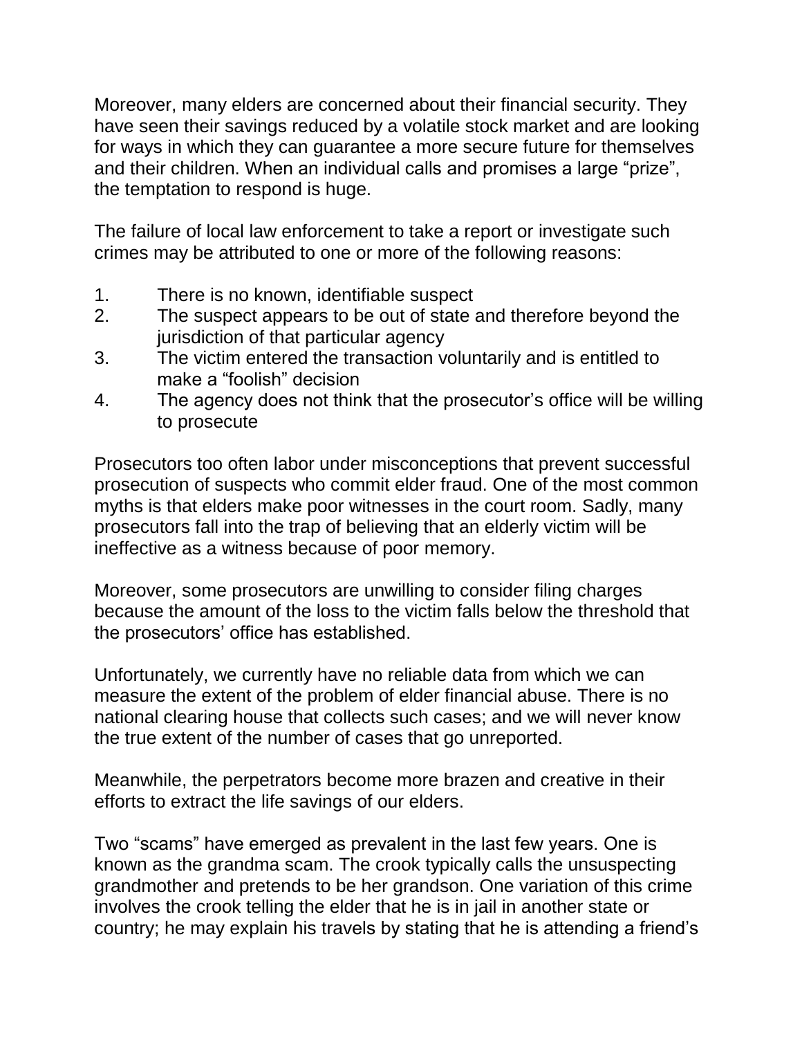Moreover, many elders are concerned about their financial security. They have seen their savings reduced by a volatile stock market and are looking for ways in which they can guarantee a more secure future for themselves and their children. When an individual calls and promises a large "prize", the temptation to respond is huge.

The failure of local law enforcement to take a report or investigate such crimes may be attributed to one or more of the following reasons:

1. There is no known, identifiable suspect
2. The suspect appears to be out of state and therefore beyond the jurisdiction of that particular agency
3. The victim entered the transaction voluntarily and is entitled to make a "foolish" decision
4. The agency does not think that the prosecutor's office will be willing to prosecute

Prosecutors too often labor under misconceptions that prevent successful prosecution of suspects who commit elder fraud. One of the most common myths is that elders make poor witnesses in the court room. Sadly, many prosecutors fall into the trap of believing that an elderly victim will be ineffective as a witness because of poor memory.

Moreover, some prosecutors are unwilling to consider filing charges because the amount of the loss to the victim falls below the threshold that the prosecutors' office has established.

Unfortunately, we currently have no reliable data from which we can measure the extent of the problem of elder financial abuse. There is no national clearing house that collects such cases; and we will never know the true extent of the number of cases that go unreported.

Meanwhile, the perpetrators become more brazen and creative in their efforts to extract the life savings of our elders.

Two "scams" have emerged as prevalent in the last few years. One is known as the grandma scam. The crook typically calls the unsuspecting grandmother and pretends to be her grandson. One variation of this crime involves the crook telling the elder that he is in jail in another state or country; he may explain his travels by stating that he is attending a friend's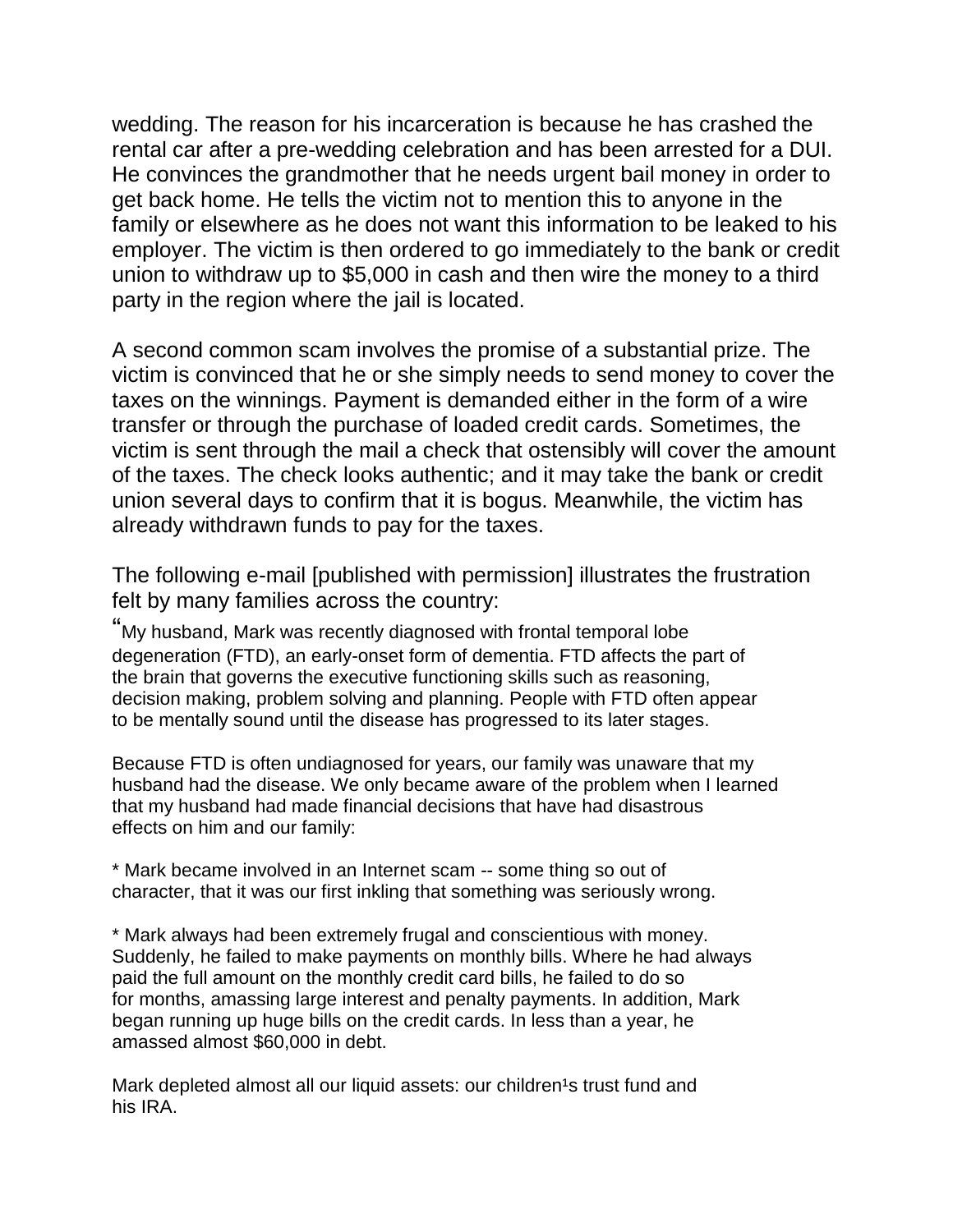wedding. The reason for his incarceration is because he has crashed the rental car after a pre-wedding celebration and has been arrested for a DUI. He convinces the grandmother that he needs urgent bail money in order to get back home. He tells the victim not to mention this to anyone in the family or elsewhere as he does not want this information to be leaked to his employer. The victim is then ordered to go immediately to the bank or credit union to withdraw up to $5,000 in cash and then wire the money to a third party in the region where the jail is located.

A second common scam involves the promise of a substantial prize. The victim is convinced that he or she simply needs to send money to cover the taxes on the winnings. Payment is demanded either in the form of a wire transfer or through the purchase of loaded credit cards. Sometimes, the victim is sent through the mail a check that ostensibly will cover the amount of the taxes. The check looks authentic; and it may take the bank or credit union several days to confirm that it is bogus. Meanwhile, the victim has already withdrawn funds to pay for the taxes.

The following e-mail [published with permission] illustrates the frustration felt by many families across the country:

"My husband, Mark was recently diagnosed with frontal temporal lobe degeneration (FTD), an early-onset form of dementia. FTD affects the part of the brain that governs the executive functioning skills such as reasoning, decision making, problem solving and planning. People with FTD often appear to be mentally sound until the disease has progressed to its later stages.

Because FTD is often undiagnosed for years, our family was unaware that my husband had the disease. We only became aware of the problem when I learned that my husband had made financial decisions that have had disastrous effects on him and our family:

* Mark became involved in an Internet scam -- some thing so out of character, that it was our first inkling that something was seriously wrong.

* Mark always had been extremely frugal and conscientious with money. Suddenly, he failed to make payments on monthly bills. Where he had always paid the full amount on the monthly credit card bills, he failed to do so for months, amassing large interest and penalty payments. In addition, Mark began running up huge bills on the credit cards. In less than a year, he amassed almost $60,000 in debt.

Mark depleted almost all our liquid assets: our children¹s trust fund and his IRA.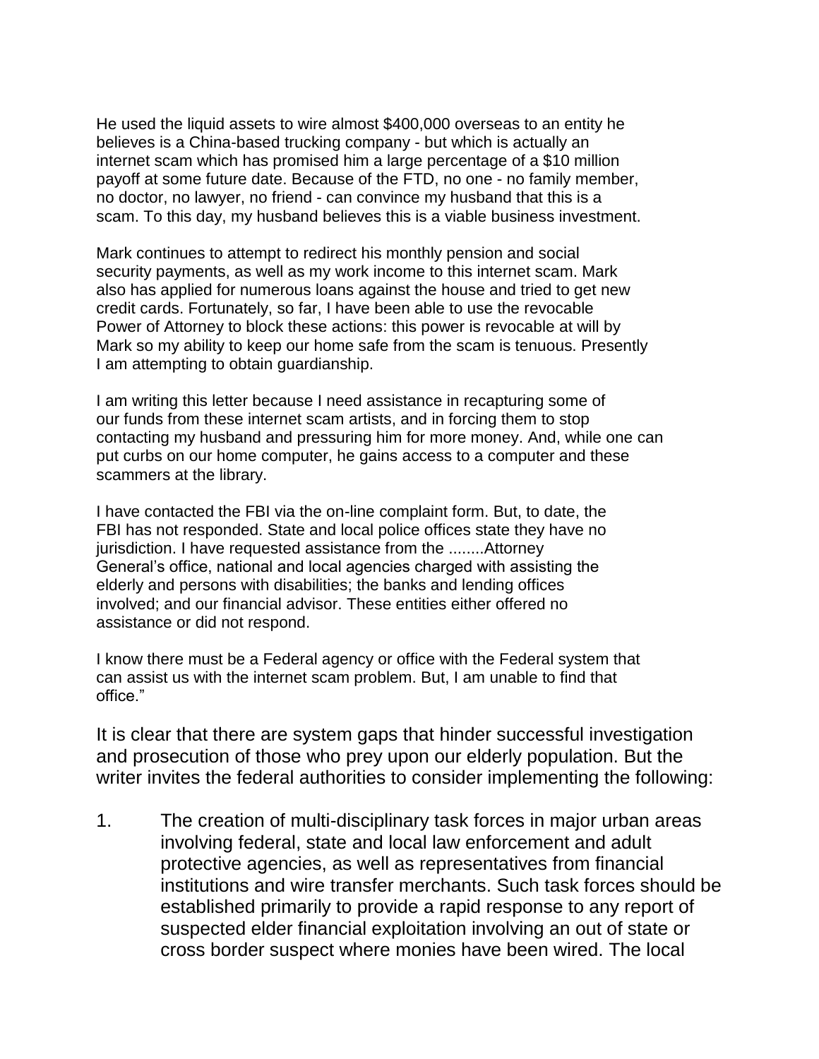He used the liquid assets to wire almost $400,000 overseas to an entity he believes is a China-based trucking company - but which is actually an internet scam which has promised him a large percentage of a $10 million payoff at some future date. Because of the FTD, no one - no family member, no doctor, no lawyer, no friend - can convince my husband that this is a scam. To this day, my husband believes this is a viable business investment.

Mark continues to attempt to redirect his monthly pension and social security payments, as well as my work income to this internet scam. Mark also has applied for numerous loans against the house and tried to get new credit cards. Fortunately, so far, I have been able to use the revocable Power of Attorney to block these actions: this power is revocable at will by Mark so my ability to keep our home safe from the scam is tenuous. Presently I am attempting to obtain guardianship.

I am writing this letter because I need assistance in recapturing some of our funds from these internet scam artists, and in forcing them to stop contacting my husband and pressuring him for more money. And, while one can put curbs on our home computer, he gains access to a computer and these scammers at the library.

I have contacted the FBI via the on-line complaint form. But, to date, the FBI has not responded. State and local police offices state they have no jurisdiction. I have requested assistance from the ........Attorney General's office, national and local agencies charged with assisting the elderly and persons with disabilities; the banks and lending offices involved; and our financial advisor. These entities either offered no assistance or did not respond.

I know there must be a Federal agency or office with the Federal system that can assist us with the internet scam problem. But, I am unable to find that office."

It is clear that there are system gaps that hinder successful investigation and prosecution of those who prey upon our elderly population. But the writer invites the federal authorities to consider implementing the following:

1. The creation of multi-disciplinary task forces in major urban areas involving federal, state and local law enforcement and adult protective agencies, as well as representatives from financial institutions and wire transfer merchants. Such task forces should be established primarily to provide a rapid response to any report of suspected elder financial exploitation involving an out of state or cross border suspect where monies have been wired. The local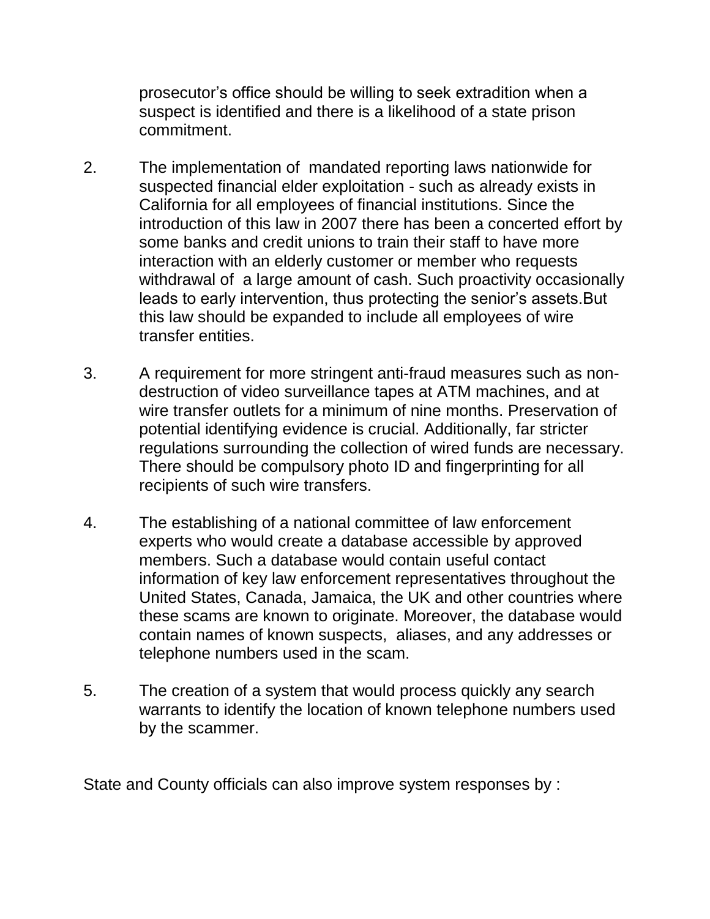prosecutor's office should be willing to seek extradition when a suspect is identified and there is a likelihood of a state prison commitment.

2. The implementation of mandated reporting laws nationwide for suspected financial elder exploitation - such as already exists in California for all employees of financial institutions. Since the introduction of this law in 2007 there has been a concerted effort by some banks and credit unions to train their staff to have more interaction with an elderly customer or member who requests withdrawal of a large amount of cash. Such proactivity occasionally leads to early intervention, thus protecting the senior's assets.But this law should be expanded to include all employees of wire transfer entities.

3. A requirement for more stringent anti-fraud measures such as non-destruction of video surveillance tapes at ATM machines, and at wire transfer outlets for a minimum of nine months. Preservation of potential identifying evidence is crucial. Additionally, far stricter regulations surrounding the collection of wired funds are necessary. There should be compulsory photo ID and fingerprinting for all recipients of such wire transfers.

4. The establishing of a national committee of law enforcement experts who would create a database accessible by approved members. Such a database would contain useful contact information of key law enforcement representatives throughout the United States, Canada, Jamaica, the UK and other countries where these scams are known to originate. Moreover, the database would contain names of known suspects, aliases, and any addresses or telephone numbers used in the scam.

5. The creation of a system that would process quickly any search warrants to identify the location of known telephone numbers used by the scammer.

State and County officials can also improve system responses by :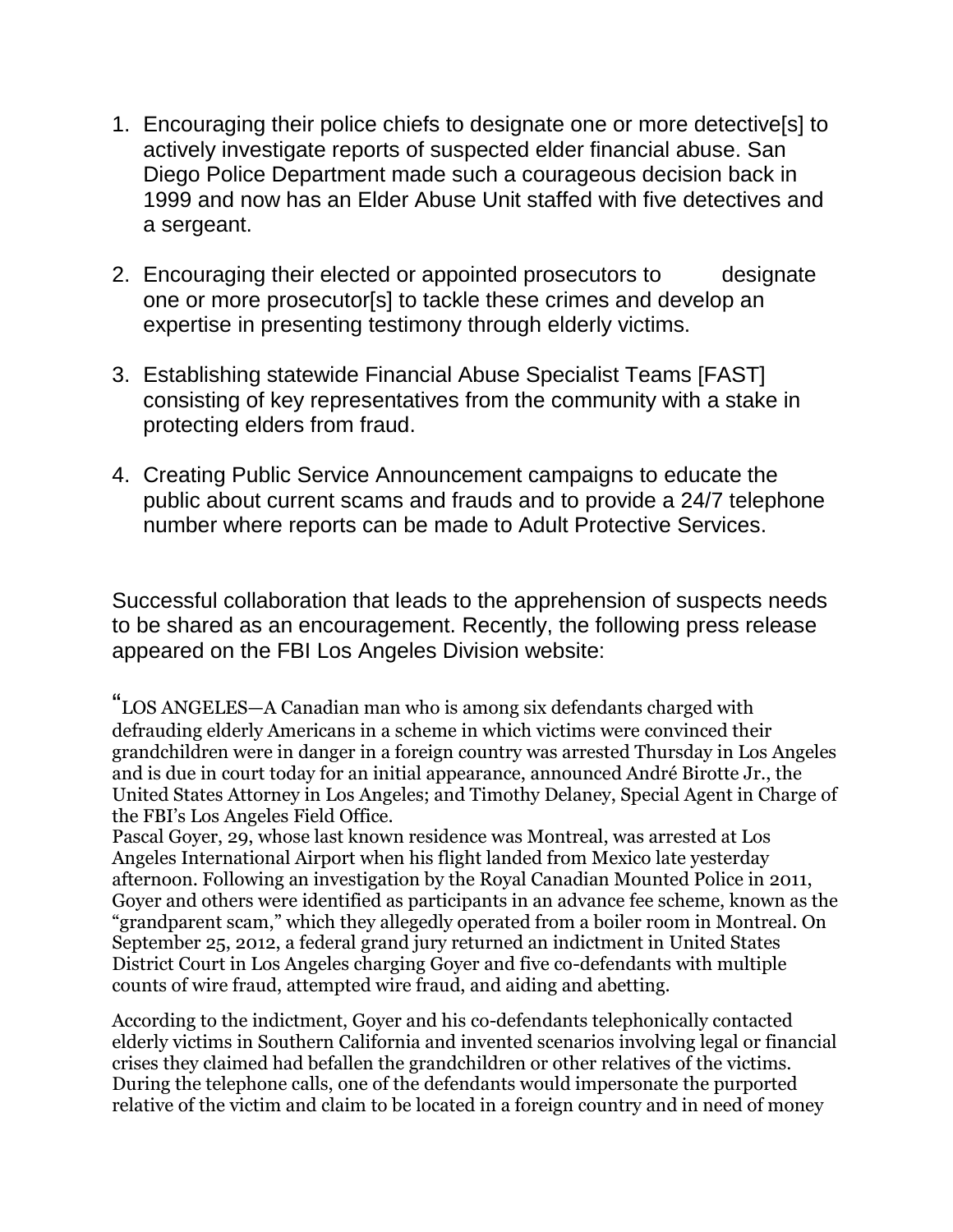1. Encouraging their police chiefs to designate one or more detective[s] to actively investigate reports of suspected elder financial abuse. San Diego Police Department made such a courageous decision back in 1999 and now has an Elder Abuse Unit staffed with five detectives and a sergeant.

2. Encouraging their elected or appointed prosecutors to designate one or more prosecutor[s] to tackle these crimes and develop an expertise in presenting testimony through elderly victims.

3. Establishing statewide Financial Abuse Specialist Teams [FAST] consisting of key representatives from the community with a stake in protecting elders from fraud.

4. Creating Public Service Announcement campaigns to educate the public about current scams and frauds and to provide a 24/7 telephone number where reports can be made to Adult Protective Services.

Successful collaboration that leads to the apprehension of suspects needs to be shared as an encouragement. Recently, the following press release appeared on the FBI Los Angeles Division website:

"LOS ANGELES—A Canadian man who is among six defendants charged with defrauding elderly Americans in a scheme in which victims were convinced their grandchildren were in danger in a foreign country was arrested Thursday in Los Angeles and is due in court today for an initial appearance, announced André Birotte Jr., the United States Attorney in Los Angeles; and Timothy Delaney, Special Agent in Charge of the FBI's Los Angeles Field Office.
Pascal Goyer, 29, whose last known residence was Montreal, was arrested at Los Angeles International Airport when his flight landed from Mexico late yesterday afternoon. Following an investigation by the Royal Canadian Mounted Police in 2011, Goyer and others were identified as participants in an advance fee scheme, known as the "grandparent scam," which they allegedly operated from a boiler room in Montreal. On September 25, 2012, a federal grand jury returned an indictment in United States District Court in Los Angeles charging Goyer and five co-defendants with multiple counts of wire fraud, attempted wire fraud, and aiding and abetting.

According to the indictment, Goyer and his co-defendants telephonically contacted elderly victims in Southern California and invented scenarios involving legal or financial crises they claimed had befallen the grandchildren or other relatives of the victims. During the telephone calls, one of the defendants would impersonate the purported relative of the victim and claim to be located in a foreign country and in need of money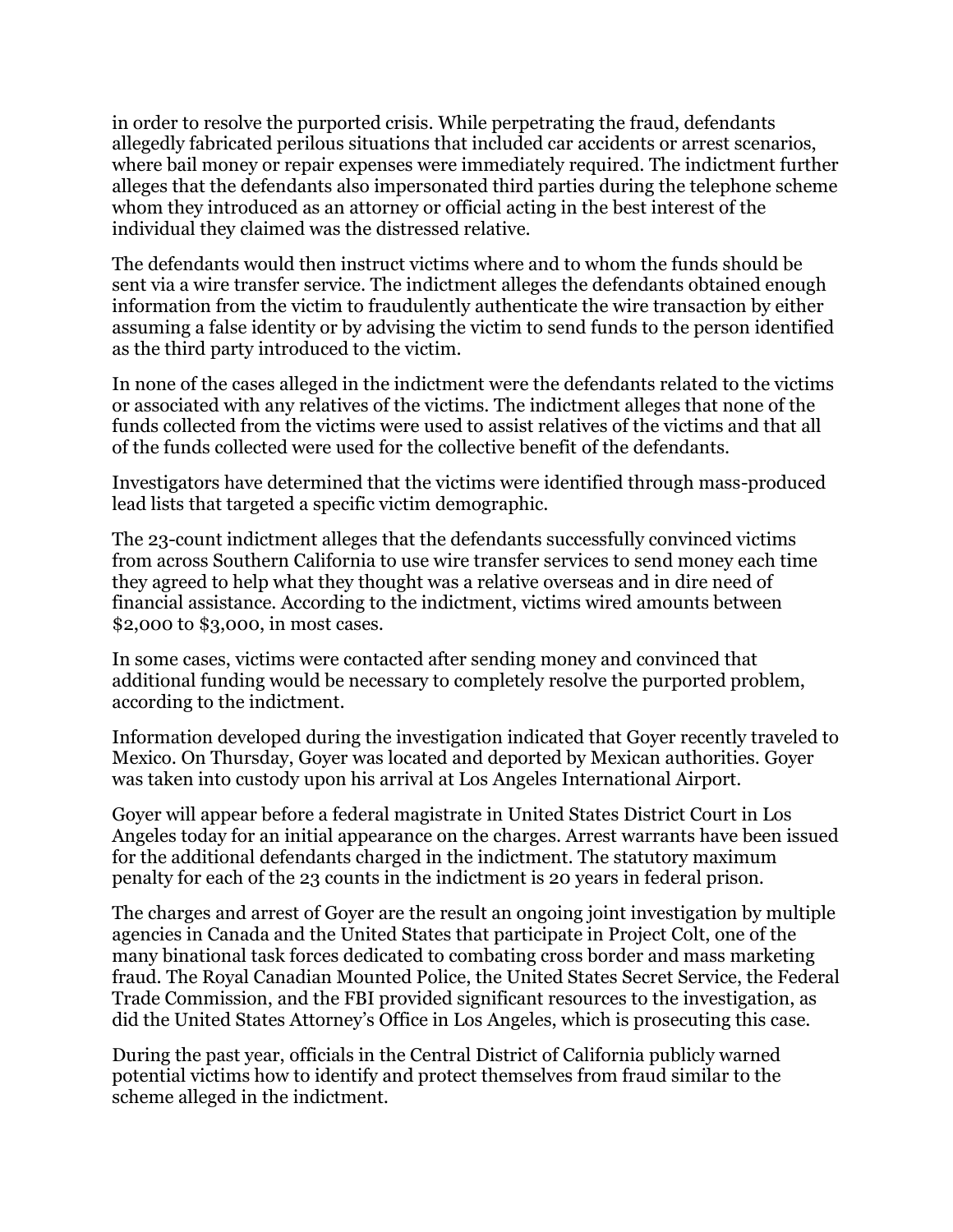in order to resolve the purported crisis. While perpetrating the fraud, defendants allegedly fabricated perilous situations that included car accidents or arrest scenarios, where bail money or repair expenses were immediately required. The indictment further alleges that the defendants also impersonated third parties during the telephone scheme whom they introduced as an attorney or official acting in the best interest of the individual they claimed was the distressed relative.

The defendants would then instruct victims where and to whom the funds should be sent via a wire transfer service. The indictment alleges the defendants obtained enough information from the victim to fraudulently authenticate the wire transaction by either assuming a false identity or by advising the victim to send funds to the person identified as the third party introduced to the victim.

In none of the cases alleged in the indictment were the defendants related to the victims or associated with any relatives of the victims. The indictment alleges that none of the funds collected from the victims were used to assist relatives of the victims and that all of the funds collected were used for the collective benefit of the defendants.

Investigators have determined that the victims were identified through mass-produced lead lists that targeted a specific victim demographic.

The 23-count indictment alleges that the defendants successfully convinced victims from across Southern California to use wire transfer services to send money each time they agreed to help what they thought was a relative overseas and in dire need of financial assistance. According to the indictment, victims wired amounts between $2,000 to $3,000, in most cases.

In some cases, victims were contacted after sending money and convinced that additional funding would be necessary to completely resolve the purported problem, according to the indictment.

Information developed during the investigation indicated that Goyer recently traveled to Mexico. On Thursday, Goyer was located and deported by Mexican authorities. Goyer was taken into custody upon his arrival at Los Angeles International Airport.

Goyer will appear before a federal magistrate in United States District Court in Los Angeles today for an initial appearance on the charges. Arrest warrants have been issued for the additional defendants charged in the indictment. The statutory maximum penalty for each of the 23 counts in the indictment is 20 years in federal prison.

The charges and arrest of Goyer are the result an ongoing joint investigation by multiple agencies in Canada and the United States that participate in Project Colt, one of the many binational task forces dedicated to combating cross border and mass marketing fraud. The Royal Canadian Mounted Police, the United States Secret Service, the Federal Trade Commission, and the FBI provided significant resources to the investigation, as did the United States Attorney's Office in Los Angeles, which is prosecuting this case.

During the past year, officials in the Central District of California publicly warned potential victims how to identify and protect themselves from fraud similar to the scheme alleged in the indictment.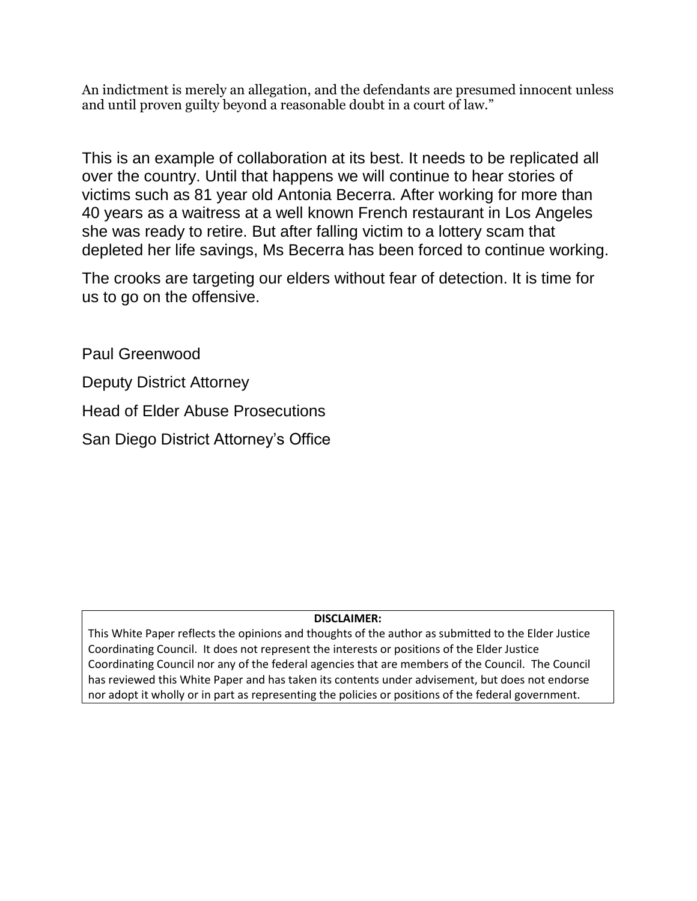An indictment is merely an allegation, and the defendants are presumed innocent unless and until proven guilty beyond a reasonable doubt in a court of law."

This is an example of collaboration at its best. It needs to be replicated all over the country. Until that happens we will continue to hear stories of victims such as 81 year old Antonia Becerra. After working for more than 40 years as a waitress at a well known French restaurant in Los Angeles she was ready to retire. But after falling victim to a lottery scam that depleted her life savings, Ms Becerra has been forced to continue working.

The crooks are targeting our elders without fear of detection. It is time for us to go on the offensive.

Paul Greenwood

Deputy District Attorney

Head of Elder Abuse Prosecutions

San Diego District Attorney's Office

**DISCLAIMER:**

This White Paper reflects the opinions and thoughts of the author as submitted to the Elder Justice Coordinating Council. It does not represent the interests or positions of the Elder Justice Coordinating Council nor any of the federal agencies that are members of the Council. The Council has reviewed this White Paper and has taken its contents under advisement, but does not endorse nor adopt it wholly or in part as representing the policies or positions of the federal government.